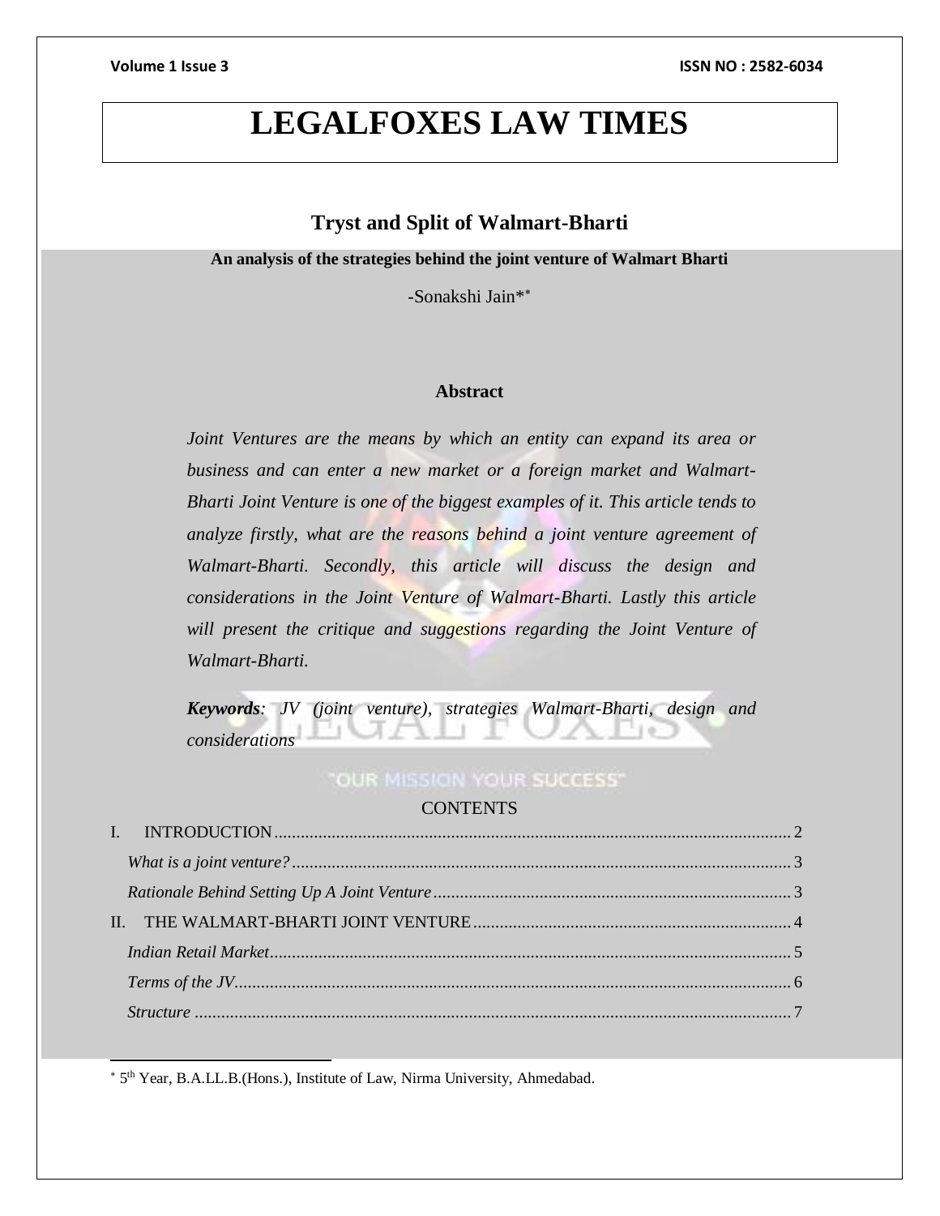# LEGALFOXES LAW TIMES

## Tryst and Split of Walmart-Bharti

**An analysis of the strategies behind the joint venture of Walmart Bharti**

-Sonakshi Jain*[*]

### Abstract

*Joint Ventures are the means by which an entity can expand its area or business and can enter a new market or a foreign market and Walmart-Bharti Joint Venture is one of the biggest examples of it. This article tends to analyze firstly, what are the reasons behind a joint venture agreement of Walmart-Bharti. Secondly, this article will discuss the design and considerations in the Joint Venture of Walmart-Bharti. Lastly this article will present the critique and suggestions regarding the Joint Venture of Walmart-Bharti.*

***Keywords**: JV (joint venture), strategies Walmart-Bharti, design and considerations*

CONTENTS

I. INTRODUCTION .................... 2

*What is a joint venture?* .................... 3

*Rationale Behind Setting Up A Joint Venture* .................... 3

II. THE WALMART-BHARTI JOINT VENTURE .................... 4

*Indian Retail Market* .................... 5

*Terms of the JV* .................... 6

*Structure* .................... 7

---

[*] 5th Year, B.A.LL.B.(Hons.), Institute of Law, Nirma University, Ahmedabad.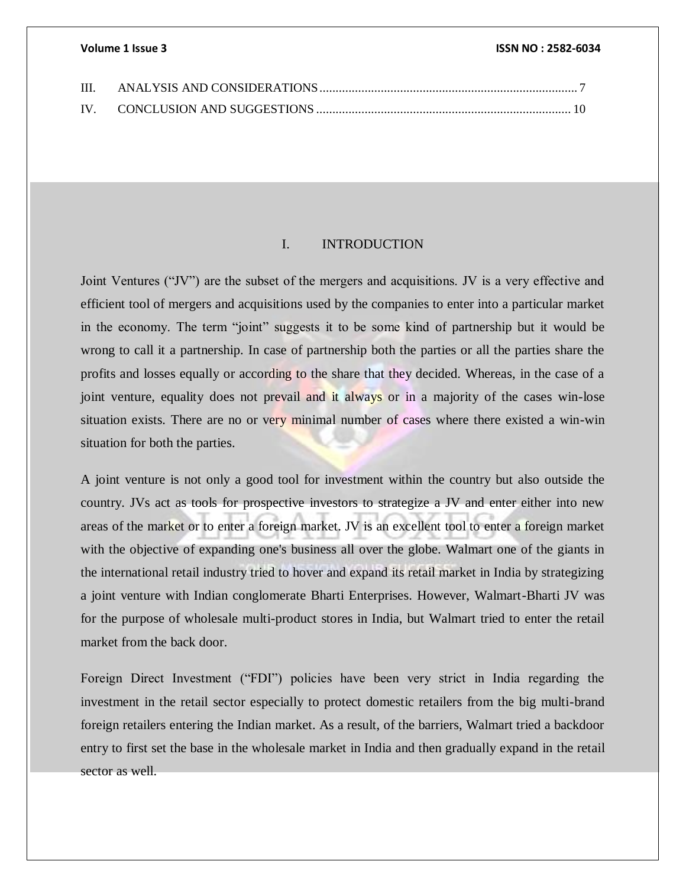III. ANALYSIS AND CONSIDERATIONS ................................................................................ 7

IV. CONCLUSION AND SUGGESTIONS ............................................................................... 10

## I. INTRODUCTION

Joint Ventures ("JV") are the subset of the mergers and acquisitions. JV is a very effective and efficient tool of mergers and acquisitions used by the companies to enter into a particular market in the economy. The term "joint" suggests it to be some kind of partnership but it would be wrong to call it a partnership. In case of partnership both the parties or all the parties share the profits and losses equally or according to the share that they decided. Whereas, in the case of a joint venture, equality does not prevail and it always or in a majority of the cases win-lose situation exists. There are no or very minimal number of cases where there existed a win-win situation for both the parties.

A joint venture is not only a good tool for investment within the country but also outside the country. JVs act as tools for prospective investors to strategize a JV and enter either into new areas of the market or to enter a foreign market. JV is an excellent tool to enter a foreign market with the objective of expanding one's business all over the globe. Walmart one of the giants in the international retail industry tried to hover and expand its retail market in India by strategizing a joint venture with Indian conglomerate Bharti Enterprises. However, Walmart-Bharti JV was for the purpose of wholesale multi-product stores in India, but Walmart tried to enter the retail market from the back door.

Foreign Direct Investment ("FDI") policies have been very strict in India regarding the investment in the retail sector especially to protect domestic retailers from the big multi-brand foreign retailers entering the Indian market. As a result, of the barriers, Walmart tried a backdoor entry to first set the base in the wholesale market in India and then gradually expand in the retail sector as well.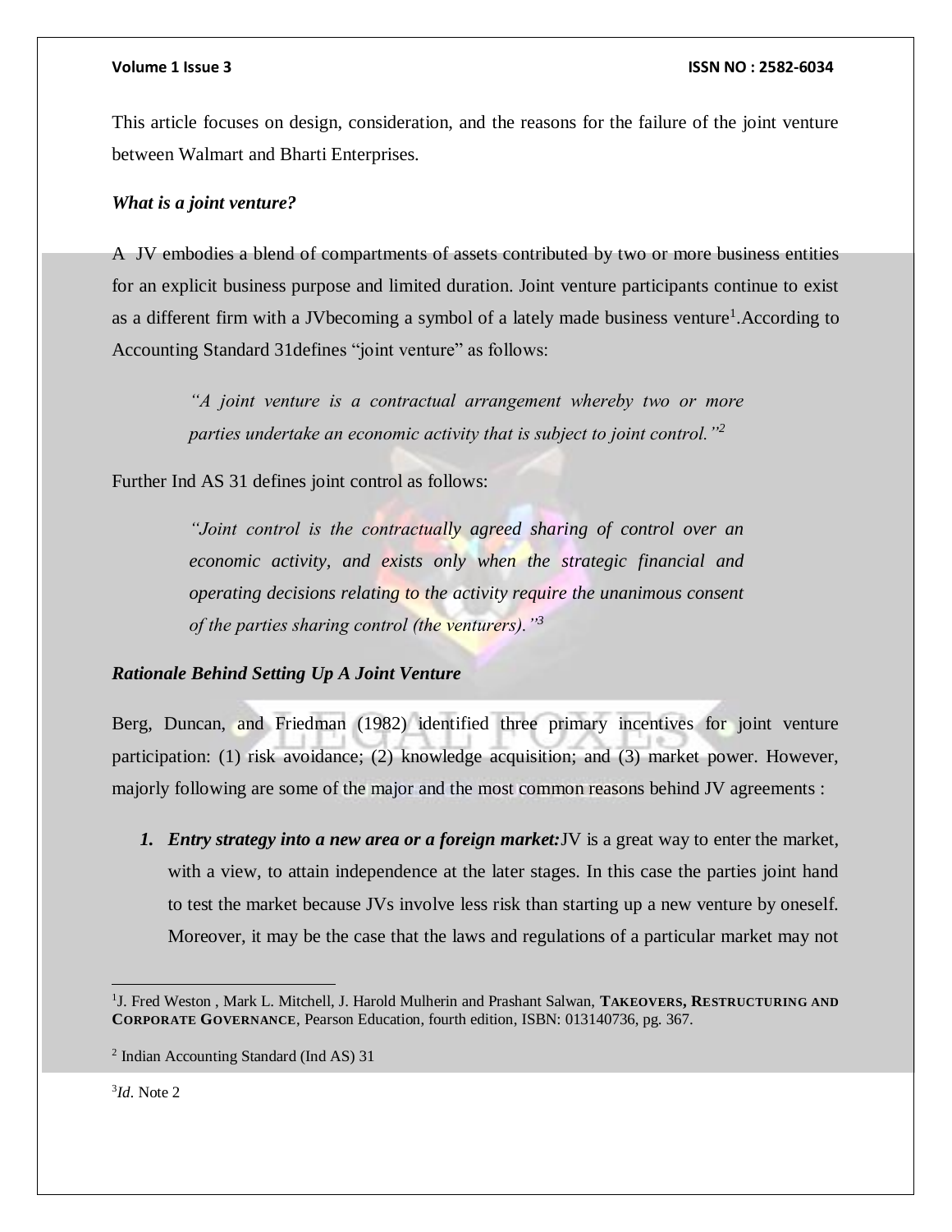This article focuses on design, consideration, and the reasons for the failure of the joint venture between Walmart and Bharti Enterprises.

***What is a joint venture?***

A JV embodies a blend of compartments of assets contributed by two or more business entities for an explicit business purpose and limited duration. Joint venture participants continue to exist as a different firm with a JVbecoming a symbol of a lately made business venture[1].According to Accounting Standard 31defines "joint venture" as follows:

> *"A joint venture is a contractual arrangement whereby two or more parties undertake an economic activity that is subject to joint control."*[2]

Further Ind AS 31 defines joint control as follows:

> *"Joint control is the contractually agreed sharing of control over an economic activity, and exists only when the strategic financial and operating decisions relating to the activity require the unanimous consent of the parties sharing control (the venturers)."*[3]

***Rationale Behind Setting Up A Joint Venture***

Berg, Duncan, and Friedman (1982) identified three primary incentives for joint venture participation: (1) risk avoidance; (2) knowledge acquisition; and (3) market power. However, majorly following are some of the major and the most common reasons behind JV agreements :

1. ***Entry strategy into a new area or a foreign market:***JV is a great way to enter the market, with a view, to attain independence at the later stages. In this case the parties joint hand to test the market because JVs involve less risk than starting up a new venture by oneself. Moreover, it may be the case that the laws and regulations of a particular market may not

---

[1] J. Fred Weston , Mark L. Mitchell, J. Harold Mulherin and Prashant Salwan, **TAKEOVERS, RESTRUCTURING AND CORPORATE GOVERNANCE**, Pearson Education, fourth edition, ISBN: 013140736, pg. 367.

[2] Indian Accounting Standard (Ind AS) 31

[3] *Id*. Note 2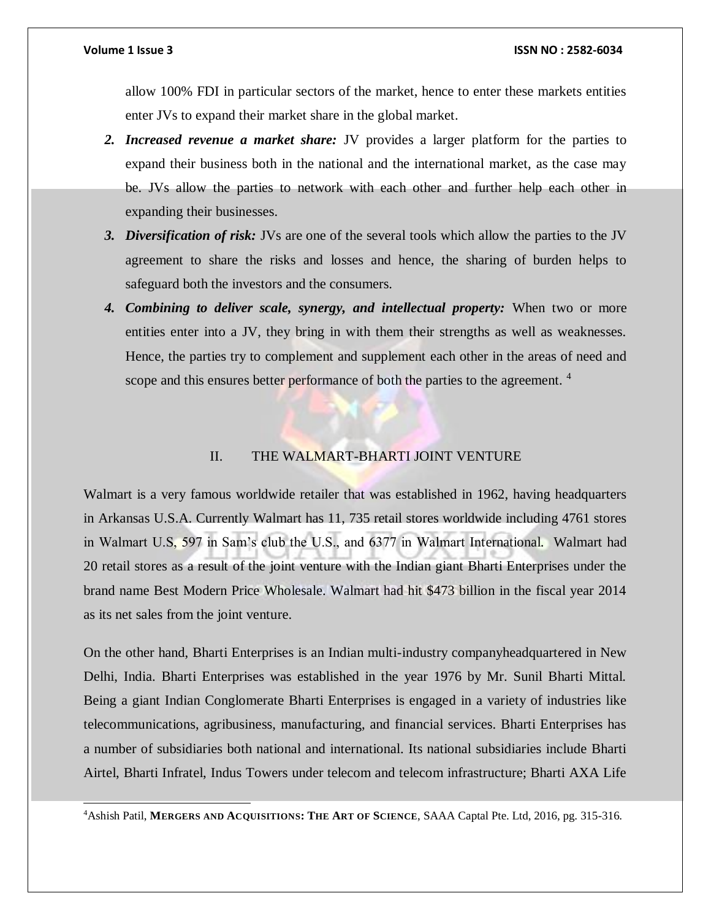allow 100% FDI in particular sectors of the market, hence to enter these markets entities enter JVs to expand their market share in the global market.

2. ***Increased revenue a market share:*** JV provides a larger platform for the parties to expand their business both in the national and the international market, as the case may be. JVs allow the parties to network with each other and further help each other in expanding their businesses.
3. ***Diversification of risk:*** JVs are one of the several tools which allow the parties to the JV agreement to share the risks and losses and hence, the sharing of burden helps to safeguard both the investors and the consumers.
4. ***Combining to deliver scale, synergy, and intellectual property:*** When two or more entities enter into a JV, they bring in with them their strengths as well as weaknesses. Hence, the parties try to complement and supplement each other in the areas of need and scope and this ensures better performance of both the parties to the agreement. [4]

## II. THE WALMART-BHARTI JOINT VENTURE

Walmart is a very famous worldwide retailer that was established in 1962, having headquarters in Arkansas U.S.A. Currently Walmart has 11, 735 retail stores worldwide including 4761 stores in Walmart U.S, 597 in Sam's club the U.S., and 6377 in Walmart International. Walmart had 20 retail stores as a result of the joint venture with the Indian giant Bharti Enterprises under the brand name Best Modern Price Wholesale. Walmart had hit $473 billion in the fiscal year 2014 as its net sales from the joint venture.

On the other hand, Bharti Enterprises is an Indian multi-industry companyheadquartered in New Delhi, India. Bharti Enterprises was established in the year 1976 by Mr. Sunil Bharti Mittal. Being a giant Indian Conglomerate Bharti Enterprises is engaged in a variety of industries like telecommunications, agribusiness, manufacturing, and financial services. Bharti Enterprises has a number of subsidiaries both national and international. Its national subsidiaries include Bharti Airtel, Bharti Infratel, Indus Towers under telecom and telecom infrastructure; Bharti AXA Life

---

[4] Ashish Patil, **MERGERS AND ACQUISITIONS: THE ART OF SCIENCE**, SAAA Captal Pte. Ltd, 2016, pg. 315-316.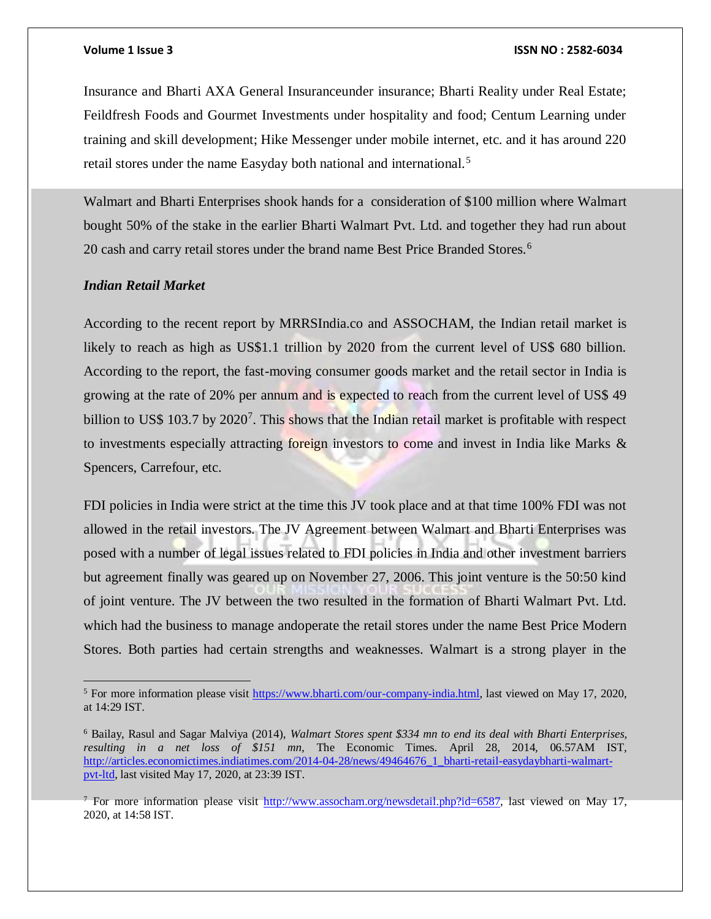Insurance and Bharti AXA General Insuranceunder insurance; Bharti Reality under Real Estate; Feildfresh Foods and Gourmet Investments under hospitality and food; Centum Learning under training and skill development; Hike Messenger under mobile internet, etc. and it has around 220 retail stores under the name Easyday both national and international.[5]

Walmart and Bharti Enterprises shook hands for a consideration of $100 million where Walmart bought 50% of the stake in the earlier Bharti Walmart Pvt. Ltd. and together they had run about 20 cash and carry retail stores under the brand name Best Price Branded Stores.[6]

***Indian Retail Market***

According to the recent report by MRRSIndia.co and ASSOCHAM, the Indian retail market is likely to reach as high as US$1.1 trillion by 2020 from the current level of US$ 680 billion. According to the report, the fast-moving consumer goods market and the retail sector in India is growing at the rate of 20% per annum and is expected to reach from the current level of US$ 49 billion to US$ 103.7 by 2020[7]. This shows that the Indian retail market is profitable with respect to investments especially attracting foreign investors to come and invest in India like Marks & Spencers, Carrefour, etc.

FDI policies in India were strict at the time this JV took place and at that time 100% FDI was not allowed in the retail investors. The JV Agreement between Walmart and Bharti Enterprises was posed with a number of legal issues related to FDI policies in India and other investment barriers but agreement finally was geared up on November 27, 2006. This joint venture is the 50:50 kind of joint venture. The JV between the two resulted in the formation of Bharti Walmart Pvt. Ltd. which had the business to manage andoperate the retail stores under the name Best Price Modern Stores. Both parties had certain strengths and weaknesses. Walmart is a strong player in the

---

[5] For more information please visit https://www.bharti.com/our-company-india.html, last viewed on May 17, 2020, at 14:29 IST.

[6] Bailay, Rasul and Sagar Malviya (2014), *Walmart Stores spent $334 mn to end its deal with Bharti Enterprises, resulting in a net loss of $151 mn,* The Economic Times. April 28, 2014, 06.57AM IST, http://articles.economictimes.indiatimes.com/2014-04-28/news/49464676_1_bharti-retail-easydaybharti-walmart-pvt-ltd, last visited May 17, 2020, at 23:39 IST.

[7] For more information please visit http://www.assocham.org/newsdetail.php?id=6587, last viewed on May 17, 2020, at 14:58 IST.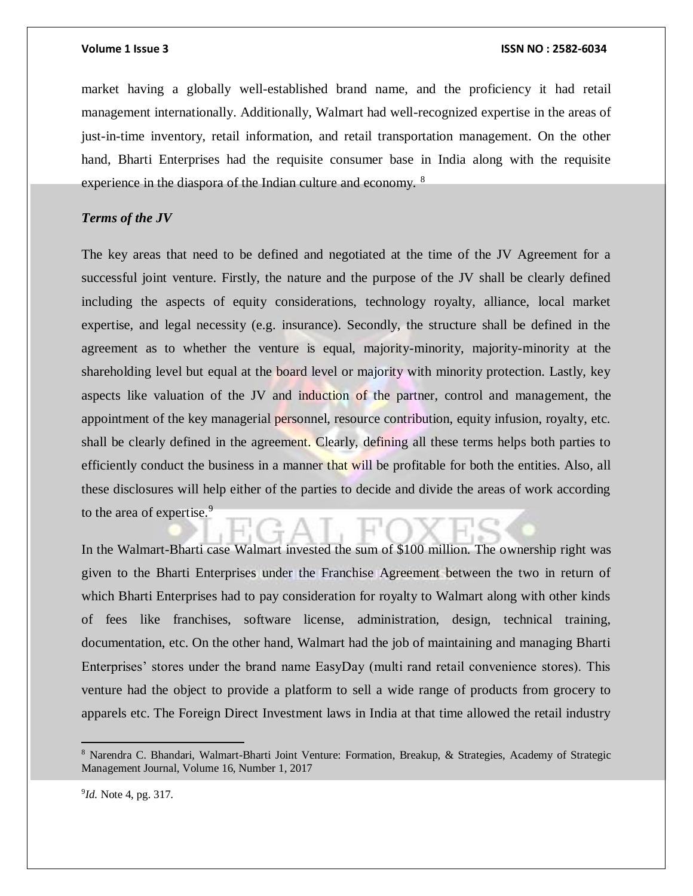market having a globally well-established brand name, and the proficiency it had retail management internationally. Additionally, Walmart had well-recognized expertise in the areas of just-in-time inventory, retail information, and retail transportation management. On the other hand, Bharti Enterprises had the requisite consumer base in India along with the requisite experience in the diaspora of the Indian culture and economy. [8]

***Terms of the JV***

The key areas that need to be defined and negotiated at the time of the JV Agreement for a successful joint venture. Firstly, the nature and the purpose of the JV shall be clearly defined including the aspects of equity considerations, technology royalty, alliance, local market expertise, and legal necessity (e.g. insurance). Secondly, the structure shall be defined in the agreement as to whether the venture is equal, majority-minority, majority-minority at the shareholding level but equal at the board level or majority with minority protection. Lastly, key aspects like valuation of the JV and induction of the partner, control and management, the appointment of the key managerial personnel, resource contribution, equity infusion, royalty, etc. shall be clearly defined in the agreement. Clearly, defining all these terms helps both parties to efficiently conduct the business in a manner that will be profitable for both the entities. Also, all these disclosures will help either of the parties to decide and divide the areas of work according to the area of expertise.[9]

In the Walmart-Bharti case Walmart invested the sum of $100 million. The ownership right was given to the Bharti Enterprises under the Franchise Agreement between the two in return of which Bharti Enterprises had to pay consideration for royalty to Walmart along with other kinds of fees like franchises, software license, administration, design, technical training, documentation, etc. On the other hand, Walmart had the job of maintaining and managing Bharti Enterprises' stores under the brand name EasyDay (multi rand retail convenience stores). This venture had the object to provide a platform to sell a wide range of products from grocery to apparels etc. The Foreign Direct Investment laws in India at that time allowed the retail industry

---

[8] Narendra C. Bhandari, Walmart-Bharti Joint Venture: Formation, Breakup, & Strategies, Academy of Strategic Management Journal, Volume 16, Number 1, 2017

[9] *Id.* Note 4, pg. 317.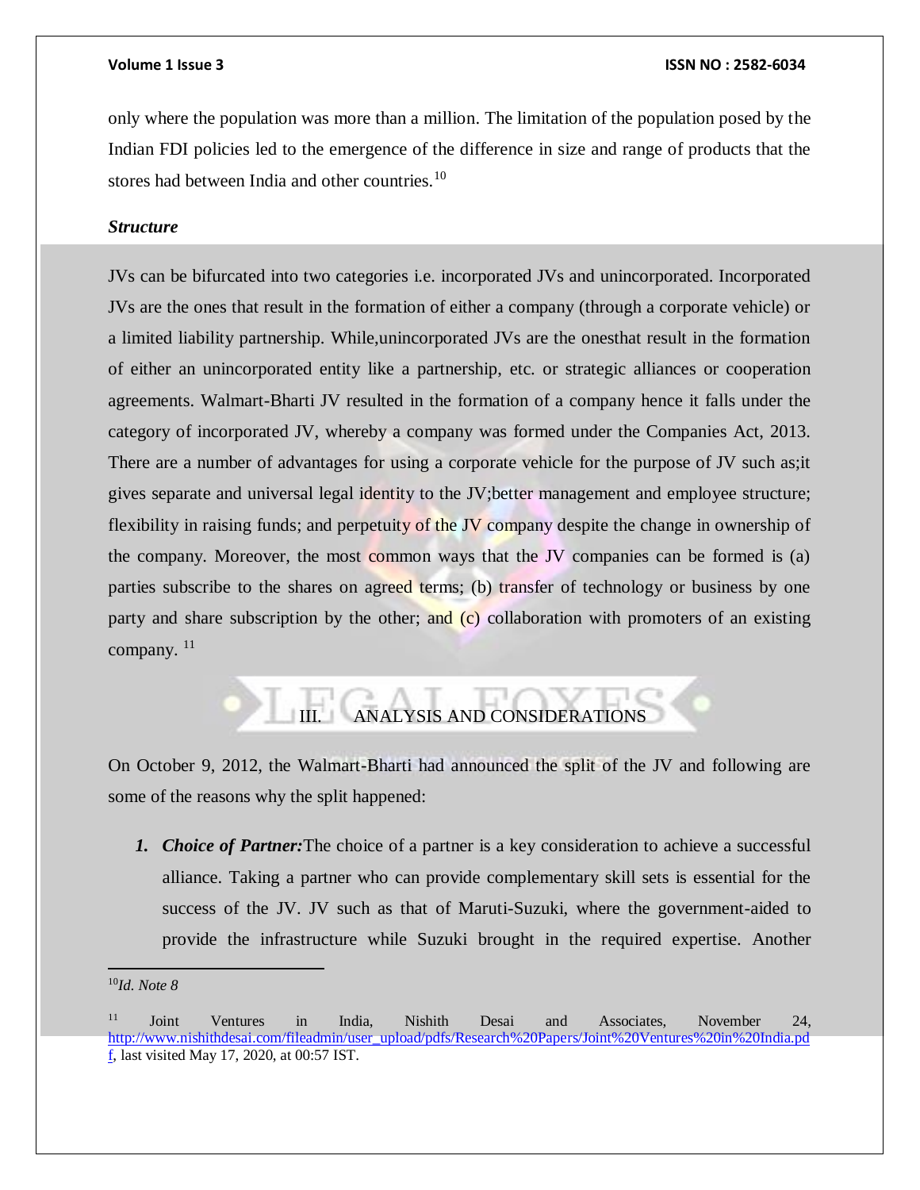only where the population was more than a million. The limitation of the population posed by the Indian FDI policies led to the emergence of the difference in size and range of products that the stores had between India and other countries.[10]

***Structure***

JVs can be bifurcated into two categories i.e. incorporated JVs and unincorporated. Incorporated JVs are the ones that result in the formation of either a company (through a corporate vehicle) or a limited liability partnership. While,unincorporated JVs are the onesthat result in the formation of either an unincorporated entity like a partnership, etc. or strategic alliances or cooperation agreements. Walmart-Bharti JV resulted in the formation of a company hence it falls under the category of incorporated JV, whereby a company was formed under the Companies Act, 2013. There are a number of advantages for using a corporate vehicle for the purpose of JV such as;it gives separate and universal legal identity to the JV;better management and employee structure; flexibility in raising funds; and perpetuity of the JV company despite the change in ownership of the company. Moreover, the most common ways that the JV companies can be formed is (a) parties subscribe to the shares on agreed terms; (b) transfer of technology or business by one party and share subscription by the other; and (c) collaboration with promoters of an existing company. [11]

## III. ANALYSIS AND CONSIDERATIONS

On October 9, 2012, the Walmart-Bharti had announced the split of the JV and following are some of the reasons why the split happened:

1. ***Choice of Partner:***The choice of a partner is a key consideration to achieve a successful alliance. Taking a partner who can provide complementary skill sets is essential for the success of the JV. JV such as that of Maruti-Suzuki, where the government-aided to provide the infrastructure while Suzuki brought in the required expertise. Another

---

[10] *Id. Note 8*

[11] Joint Ventures in India, Nishith Desai and Associates, November 24, http://www.nishithdesai.com/fileadmin/user_upload/pdfs/Research%20Papers/Joint%20Ventures%20in%20India.pdf, last visited May 17, 2020, at 00:57 IST.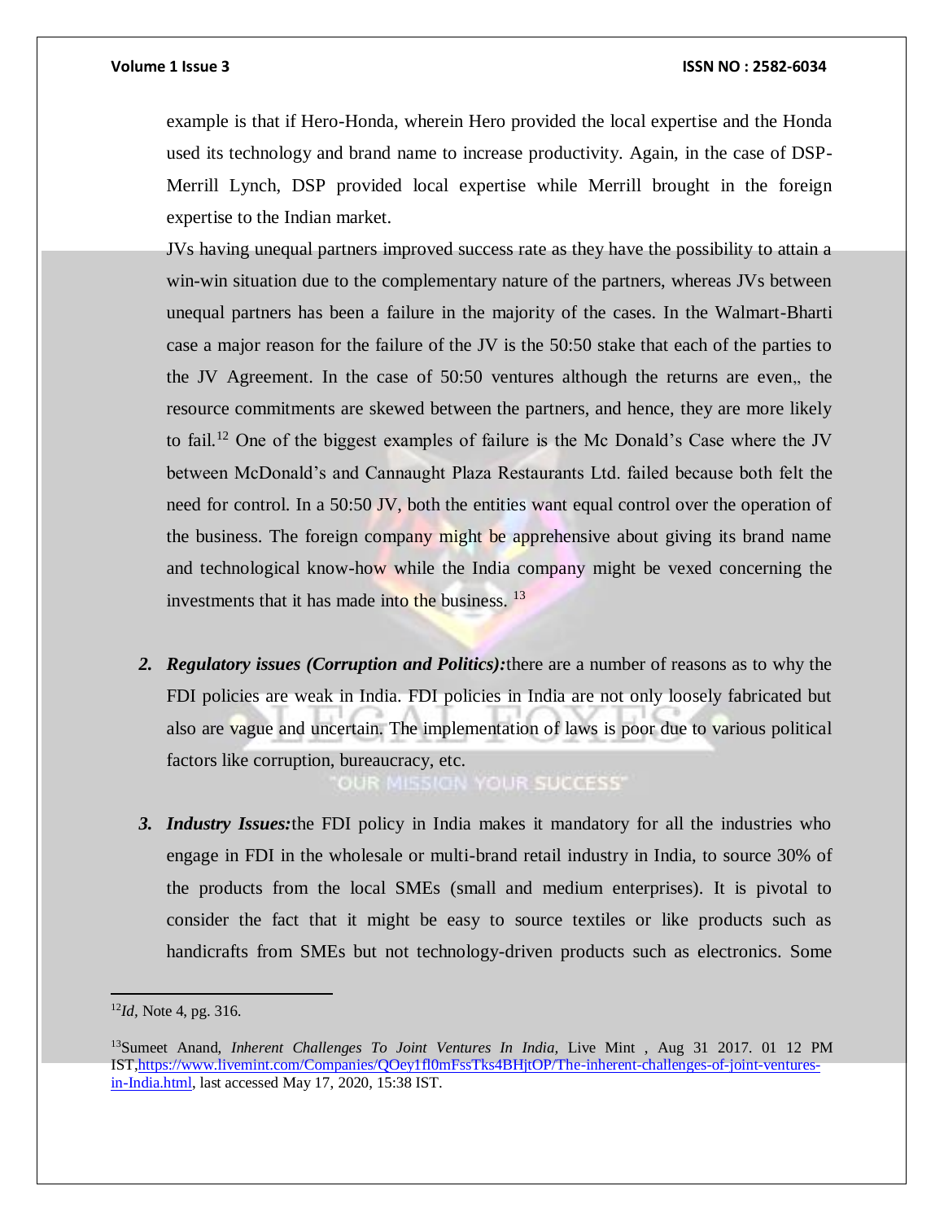example is that if Hero-Honda, wherein Hero provided the local expertise and the Honda used its technology and brand name to increase productivity. Again, in the case of DSP-Merrill Lynch, DSP provided local expertise while Merrill brought in the foreign expertise to the Indian market.

JVs having unequal partners improved success rate as they have the possibility to attain a win-win situation due to the complementary nature of the partners, whereas JVs between unequal partners has been a failure in the majority of the cases. In the Walmart-Bharti case a major reason for the failure of the JV is the 50:50 stake that each of the parties to the JV Agreement. In the case of 50:50 ventures although the returns are even,, the resource commitments are skewed between the partners, and hence, they are more likely to fail.[12] One of the biggest examples of failure is the Mc Donald's Case where the JV between McDonald's and Cannaught Plaza Restaurants Ltd. failed because both felt the need for control. In a 50:50 JV, both the entities want equal control over the operation of the business. The foreign company might be apprehensive about giving its brand name and technological know-how while the India company might be vexed concerning the investments that it has made into the business. [13]

2. ***Regulatory issues (Corruption and Politics):***there are a number of reasons as to why the FDI policies are weak in India. FDI policies in India are not only loosely fabricated but also are vague and uncertain. The implementation of laws is poor due to various political factors like corruption, bureaucracy, etc.

3. ***Industry Issues:***the FDI policy in India makes it mandatory for all the industries who engage in FDI in the wholesale or multi-brand retail industry in India, to source 30% of the products from the local SMEs (small and medium enterprises). It is pivotal to consider the fact that it might be easy to source textiles or like products such as handicrafts from SMEs but not technology-driven products such as electronics. Some

---

[12] *Id,* Note 4, pg. 316.

[13] Sumeet Anand, *Inherent Challenges To Joint Ventures In India,* Live Mint , Aug 31 2017. 01 12 PM IST, https://www.livemint.com/Companies/QOey1fl0mFssTks4BHjtOP/The-inherent-challenges-of-joint-ventures-in-India.html, last accessed May 17, 2020, 15:38 IST.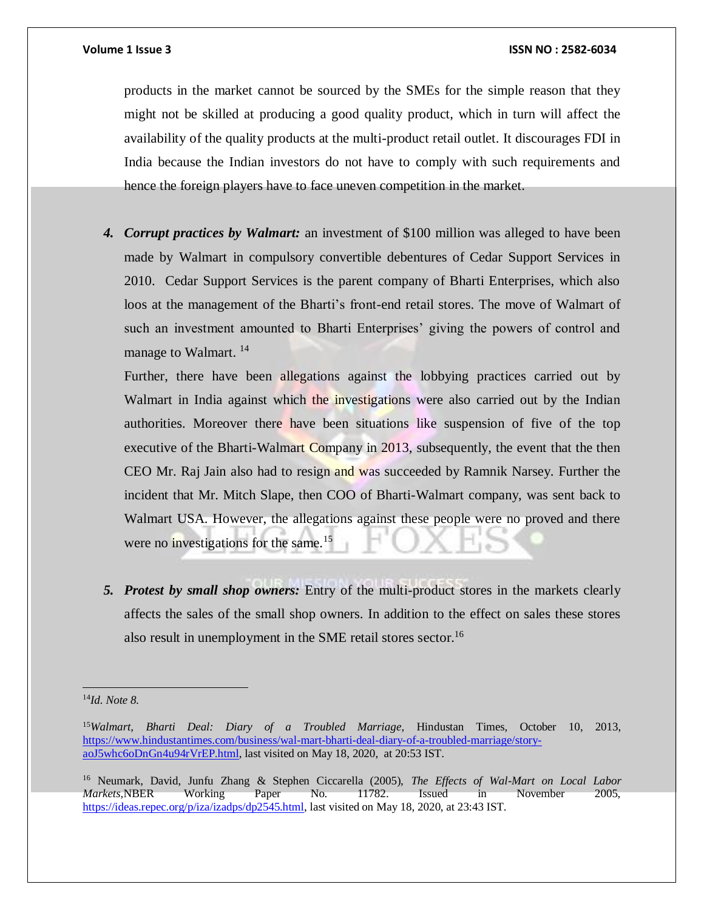products in the market cannot be sourced by the SMEs for the simple reason that they might not be skilled at producing a good quality product, which in turn will affect the availability of the quality products at the multi-product retail outlet. It discourages FDI in India because the Indian investors do not have to comply with such requirements and hence the foreign players have to face uneven competition in the market.

4. ***Corrupt practices by Walmart:*** an investment of $100 million was alleged to have been made by Walmart in compulsory convertible debentures of Cedar Support Services in 2010. Cedar Support Services is the parent company of Bharti Enterprises, which also loos at the management of the Bharti's front-end retail stores. The move of Walmart of such an investment amounted to Bharti Enterprises' giving the powers of control and manage to Walmart. [14]

   Further, there have been allegations against the lobbying practices carried out by Walmart in India against which the investigations were also carried out by the Indian authorities. Moreover there have been situations like suspension of five of the top executive of the Bharti-Walmart Company in 2013, subsequently, the event that the then CEO Mr. Raj Jain also had to resign and was succeeded by Ramnik Narsey. Further the incident that Mr. Mitch Slape, then COO of Bharti-Walmart company, was sent back to Walmart USA. However, the allegations against these people were no proved and there were no investigations for the same.[15]

5. ***Protest by small shop owners:*** Entry of the multi-product stores in the markets clearly affects the sales of the small shop owners. In addition to the effect on sales these stores also result in unemployment in the SME retail stores sector.[16]

---

[14] *Id. Note 8.*

[15] *Walmart, Bharti Deal: Diary of a Troubled Marriage*, Hindustan Times, October 10, 2013, https://www.hindustantimes.com/business/wal-mart-bharti-deal-diary-of-a-troubled-marriage/story-aoJ5whc6oDnGn4u94rVrEP.html, last visited on May 18, 2020, at 20:53 IST.

[16] Neumark, David, Junfu Zhang & Stephen Ciccarella (2005), *The Effects of Wal-Mart on Local Labor Markets*,NBER Working Paper No. 11782. Issued in November 2005, https://ideas.repec.org/p/iza/izadps/dp2545.html, last visited on May 18, 2020, at 23:43 IST.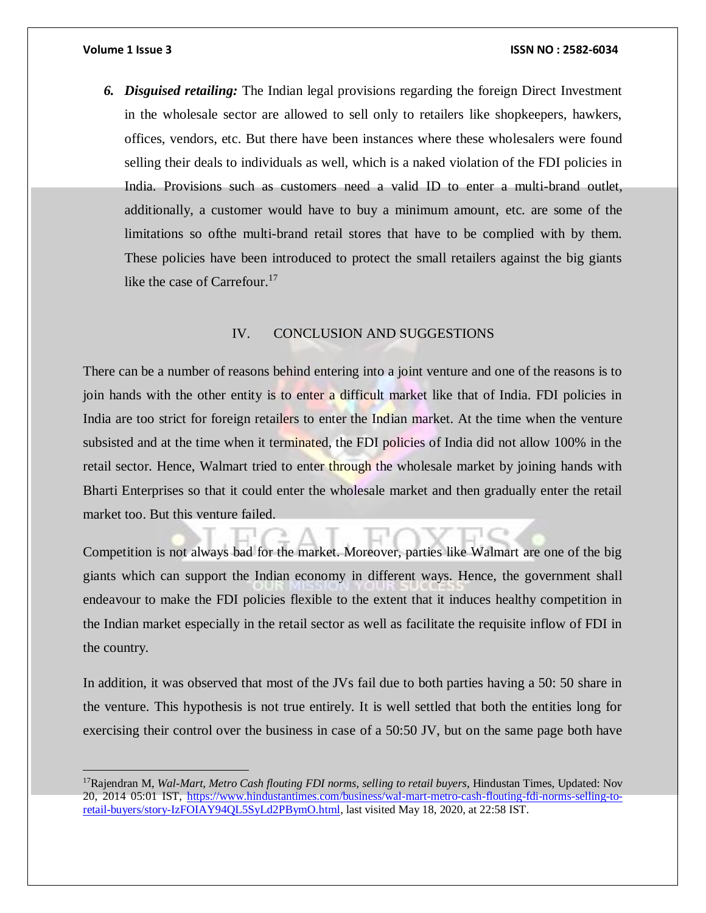6. ***Disguised retailing:*** The Indian legal provisions regarding the foreign Direct Investment in the wholesale sector are allowed to sell only to retailers like shopkeepers, hawkers, offices, vendors, etc. But there have been instances where these wholesalers were found selling their deals to individuals as well, which is a naked violation of the FDI policies in India. Provisions such as customers need a valid ID to enter a multi-brand outlet, additionally, a customer would have to buy a minimum amount, etc. are some of the limitations so ofthe multi-brand retail stores that have to be complied with by them. These policies have been introduced to protect the small retailers against the big giants like the case of Carrefour.[17]

## IV. CONCLUSION AND SUGGESTIONS

There can be a number of reasons behind entering into a joint venture and one of the reasons is to join hands with the other entity is to enter a difficult market like that of India. FDI policies in India are too strict for foreign retailers to enter the Indian market. At the time when the venture subsisted and at the time when it terminated, the FDI policies of India did not allow 100% in the retail sector. Hence, Walmart tried to enter through the wholesale market by joining hands with Bharti Enterprises so that it could enter the wholesale market and then gradually enter the retail market too. But this venture failed.

Competition is not always bad for the market. Moreover, parties like Walmart are one of the big giants which can support the Indian economy in different ways. Hence, the government shall endeavour to make the FDI policies flexible to the extent that it induces healthy competition in the Indian market especially in the retail sector as well as facilitate the requisite inflow of FDI in the country.

In addition, it was observed that most of the JVs fail due to both parties having a 50: 50 share in the venture. This hypothesis is not true entirely. It is well settled that both the entities long for exercising their control over the business in case of a 50:50 JV, but on the same page both have

---

[17] Rajendran M, *Wal-Mart, Metro Cash flouting FDI norms, selling to retail buyers*, Hindustan Times, Updated: Nov 20, 2014 05:01 IST, https://www.hindustantimes.com/business/wal-mart-metro-cash-flouting-fdi-norms-selling-to-retail-buyers/story-IzFOIAY94QL5SyLd2PBymO.html, last visited May 18, 2020, at 22:58 IST.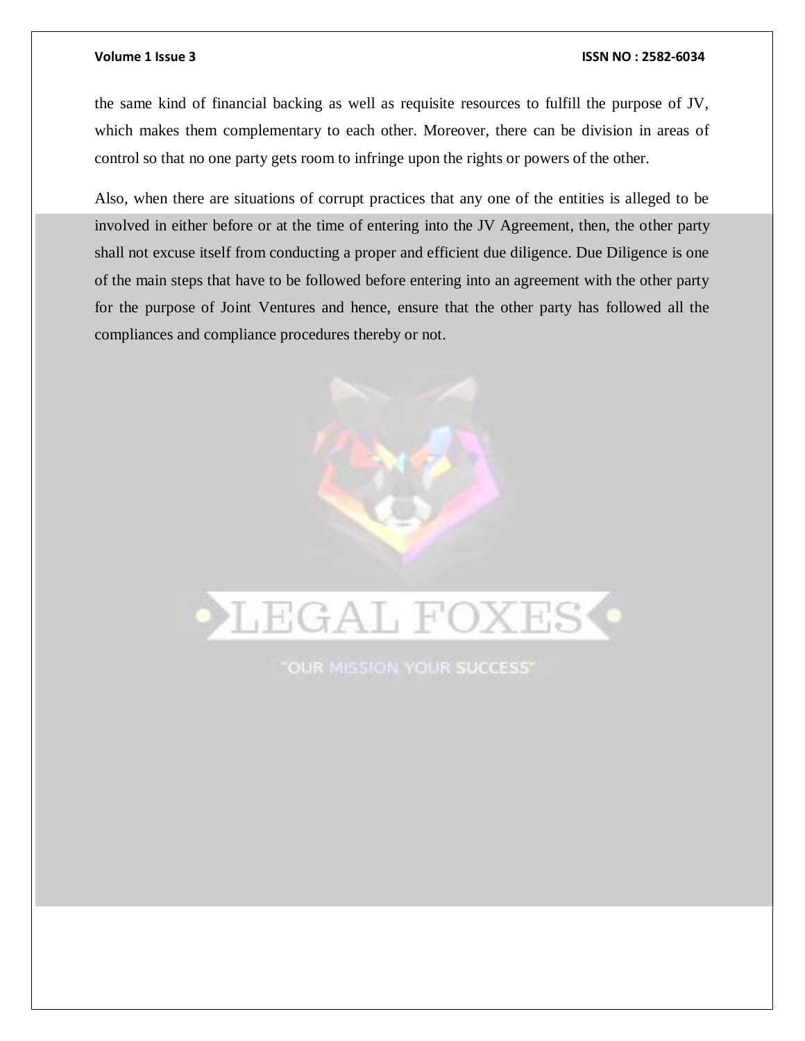the same kind of financial backing as well as requisite resources to fulfill the purpose of JV, which makes them complementary to each other. Moreover, there can be division in areas of control so that no one party gets room to infringe upon the rights or powers of the other.

Also, when there are situations of corrupt practices that any one of the entities is alleged to be involved in either before or at the time of entering into the JV Agreement, then, the other party shall not excuse itself from conducting a proper and efficient due diligence. Due Diligence is one of the main steps that have to be followed before entering into an agreement with the other party for the purpose of Joint Ventures and hence, ensure that the other party has followed all the compliances and compliance procedures thereby or not.